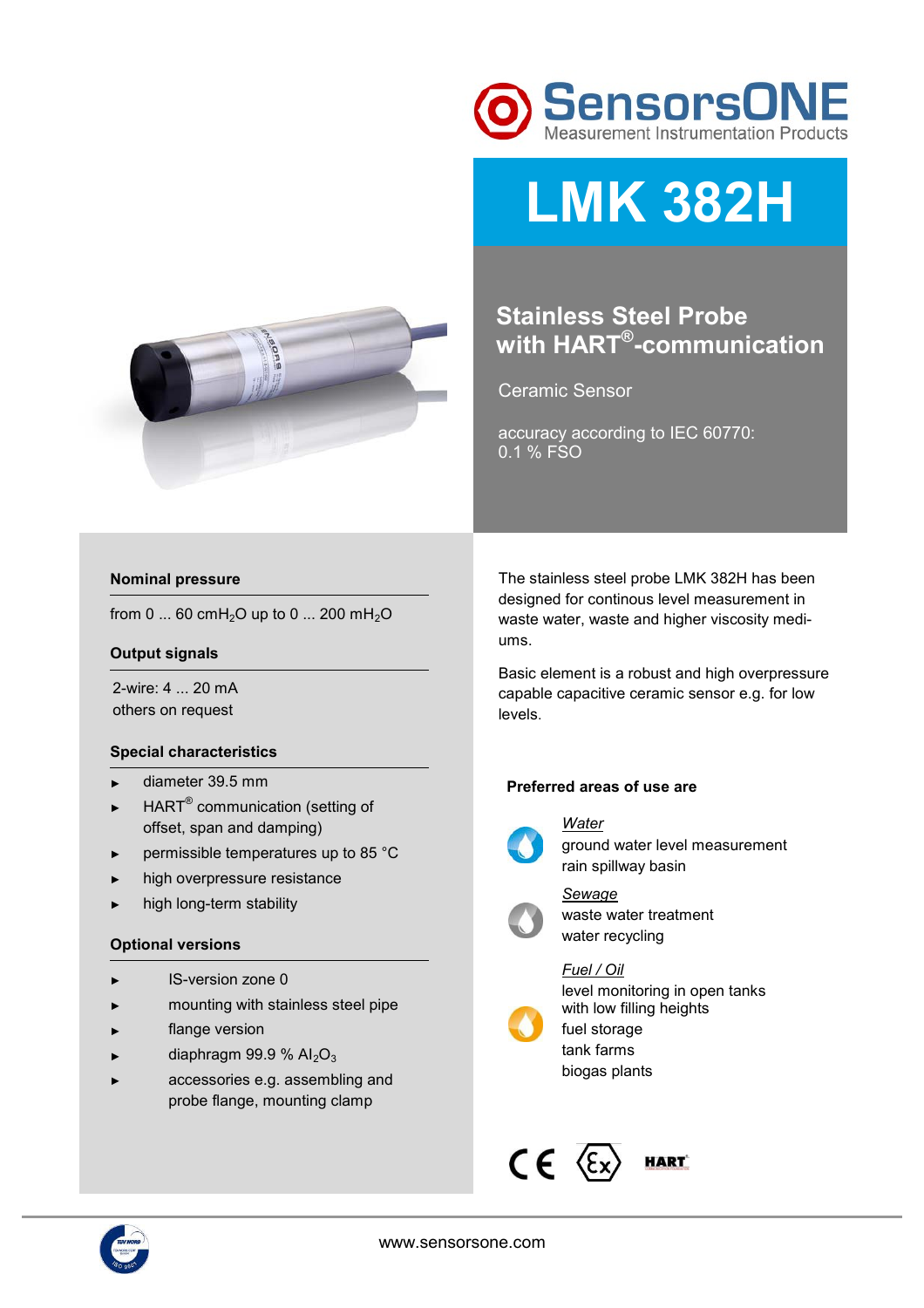# LMK 382H

## Stainless Steel Probe with HART®-communication

Ceramic Sensor

accuracy according to IEC 60770: 0.1 % FSO

### Nominal pressure

from 0 ... 60 $cmH_2O$ up to 0 ... 200 $mH_2O$

### Output signals

2-wire: 4 ... 20 mA
others on request

### Special characteristics

- diameter 39.5 mm
- HART® communication (setting of offset, span and damping)
- permissible temperatures up to 85 °C
- high overpressure resistance
- high long-term stability

### Optional versions

- IS-version zone 0
- mounting with stainless steel pipe
- flange version
- diaphragm 99.9 % $Al_2O_3$
- accessories e.g. assembling and probe flange, mounting clamp

The stainless steel probe LMK 382H has been designed for continous level measurement in waste water, waste and higher viscosity mediums.

Basic element is a robust and high overpressure capable capacitive ceramic sensor e.g. for low levels.

### Preferred areas of use are

*Water*
ground water level measurement
rain spillway basin

*Sewage*
waste water treatment
water recycling

*Fuel / Oil*
level monitoring in open tanks with low filling heights
fuel storage
tank farms
biogas plants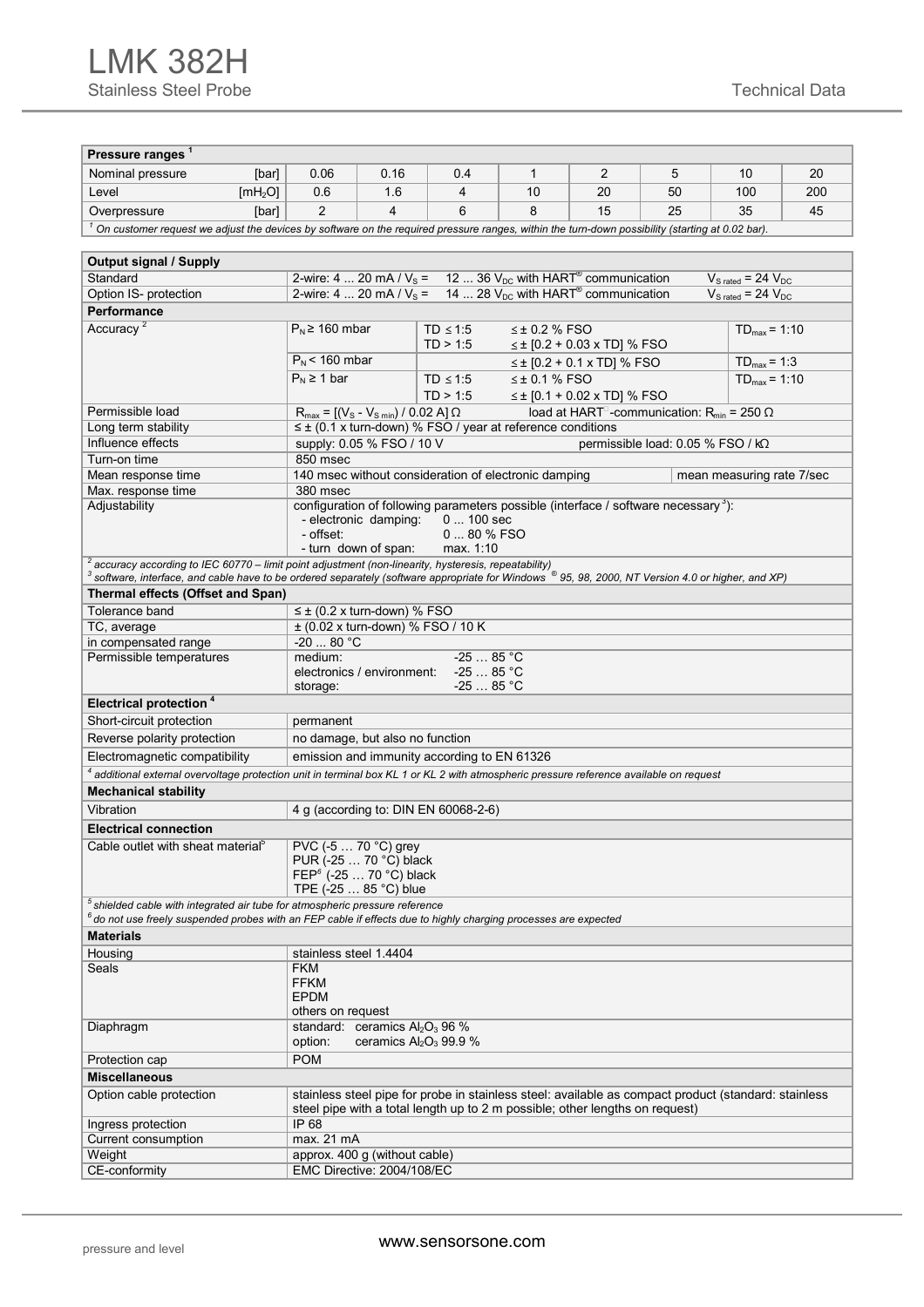# LMK 382H

Stainless Steel Probe

Technical Data

| Pressure ranges [1] | | | | | | | | | |
|---|---|---|---|---|---|---|---|---|---|
| Nominal pressure | [bar] | 0.06 | 0.16 | 0.4 | 1 | 2 | 5 | 10 | 20 |
| Level | [$mH_2O$] | 0.6 | 1.6 | 4 | 10 | 20 | 50 | 100 | 200 |
| Overpressure | [bar] | 2 | 4 | 6 | 8 | 15 | 25 | 35 | 45 |

*[1] On customer request we adjust the devices by software on the required pressure ranges, within the turn-down possibility (starting at 0.02 bar).*

| **Output signal / Supply** | | | | |
|---|---|---|---|---|
| Standard | 2-wire: 4 ... 20 mA / $V_S$ = 12 ... 36 $V_{DC}$ with HART® communication | | | $V_{S\ rated}$ = 24 $V_{DC}$ |
| Option IS- protection | 2-wire: 4 ... 20 mA / $V_S$ = 14 ... 28 $V_{DC}$ with HART® communication | | | $V_{S\ rated}$ = 24 $V_{DC}$ |
| **Performance** | | | | |
| Accuracy [2] | $P_N$ ≥ 160 mbar | TD ≤ 1:5<br>TD > 1:5 | ≤ ± 0.2 % FSO<br>≤ ± [0.2 + 0.03 x TD] % FSO | $TD_{max}$ = 1:10 |
| | $P_N$ < 160 mbar | | ≤ ± [0.2 + 0.1 x TD] % FSO | $TD_{max}$ = 1:3 |
| | $P_N$ ≥ 1 bar | TD ≤ 1:5<br>TD > 1:5 | ≤ ± 0.1 % FSO<br>≤ ± [0.1 + 0.02 x TD] % FSO | $TD_{max}$ = 1:10 |
| Permissible load | $R_{max}$ = [($V_S$ - $V_{S\ min}$) / 0.02 A] Ω | | load at HART®-communication: $R_{min}$ = 250 Ω | |
| Long term stability | ≤ ± (0.1 x turn-down) % FSO / year at reference conditions | | | |
| Influence effects | supply: 0.05 % FSO / 10 V | | permissible load: 0.05 % FSO / kΩ | |
| Turn-on time | 850 msec | | | |
| Mean response time | 140 msec without consideration of electronic damping | | | mean measuring rate 7/sec |
| Max. response time | 380 msec | | | |
| Adjustability | configuration of following parameters possible (interface / software necessary [3]):<br>- electronic damping: 0 ... 100 sec<br>- offset: 0 ... 80 % FSO<br>- turn down of span: max. 1:10 | | | |

*[2] accuracy according to IEC 60770 – limit point adjustment (non-linearity, hysteresis, repeatability)*
*[3] software, interface, and cable have to be ordered separately (software appropriate for Windows ® 95, 98, 2000, NT Version 4.0 or higher, and XP)*

| **Thermal effects (Offset and Span)** | |
|---|---|
| Tolerance band | ≤ ± (0.2 x turn-down) % FSO |
| TC, average | ± (0.02 x turn-down) % FSO / 10 K |
| in compensated range | -20 ... 80 °C |
| Permissible temperatures | medium: -25 … 85 °C<br>electronics / environment: -25 … 85 °C<br>storage: -25 … 85 °C |
| **Electrical protection [4]** | |
| Short-circuit protection | permanent |
| Reverse polarity protection | no damage, but also no function |
| Electromagnetic compatibility | emission and immunity according to EN 61326 |

*[4] additional external overvoltage protection unit in terminal box KL 1 or KL 2 with atmospheric pressure reference available on request*

| **Mechanical stability** | |
|---|---|
| Vibration | 4 g (according to: DIN EN 60068-2-6) |
| **Electrical connection** | |
| Cable outlet with sheat material[5] | PVC (-5 … 70 °C) grey<br>PUR (-25 … 70 °C) black<br>FEP[6] (-25 … 70 °C) black<br>TPE (-25 … 85 °C) blue |

*[5] shielded cable with integrated air tube for atmospheric pressure reference*
*[6] do not use freely suspended probes with an FEP cable if effects due to highly charging processes are expected*

| **Materials** | |
|---|---|
| Housing | stainless steel 1.4404 |
| Seals | FKM<br>FFKM<br>EPDM<br>others on request |
| Diaphragm | standard: ceramics $Al_2O_3$ 96 %<br>option: ceramics $Al_2O_3$ 99.9 % |
| Protection cap | POM |
| **Miscellaneous** | |
| Option cable protection | stainless steel pipe for probe in stainless steel: available as compact product (standard: stainless steel pipe with a total length up to 2 m possible; other lengths on request) |
| Ingress protection | IP 68 |
| Current consumption | max. 21 mA |
| Weight | approx. 400 g (without cable) |
| CE-conformity | EMC Directive: 2004/108/EC |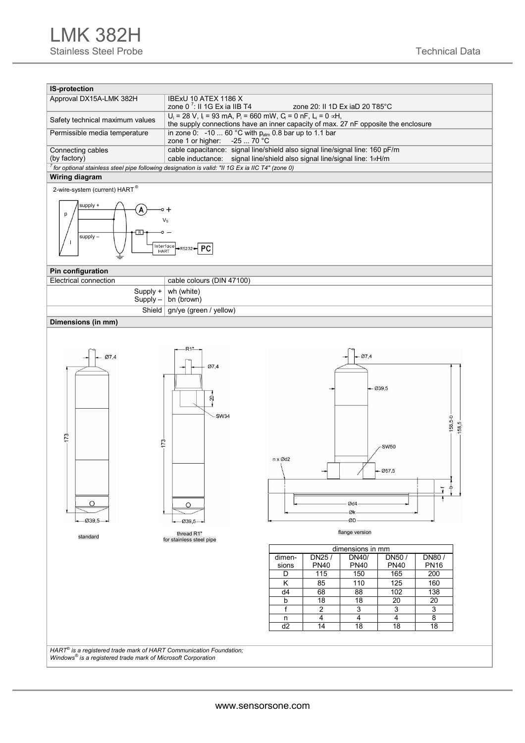# LMK 382H

Stainless Steel Probe

Technical Data

| IS-protection | |
|---|---|
| Approval DX15A-LMK 382H | IBExU 10 ATEX 1186 X<br>zone 0 [7]: II 1G Ex ia IIB T4 zone 20: II 1D Ex iaD 20 T85°C |
| Safety technical maximum values | $U_i$ = 28 V, $I_i$ = 93 mA, $P_i$ = 660 mW, $C_i$ = 0 nF, $L_i$ = 0 µH,<br>the supply connections have an inner capacity of max. 27 nF opposite the enclosure |
| Permissible media temperature | in zone 0: -10 ... 60 °C with $p_{atm}$ 0.8 bar up to 1.1 bar<br>zone 1 or higher: -25 ... 70 °C |
| Connecting cables (by factory) | cable capacitance: signal line/shield also signal line/signal line: 160 pF/m<br>cable inductance: signal line/shield also signal line/signal line: 1µH/m |

[7] *for optional stainless steel pipe following designation is valid: "II 1G Ex ia IIC T4" (zone 0)*

## Wiring diagram

2-wire-system (current) HART®

## Pin configuration

| Electrical connection | cable colours (DIN 47100) |
|---|---|
| Supply +<br>Supply – | wh (white)<br>bn (brown) |
| Shield | gn/ye (green / yellow) |

## Dimensions (in mm)

standard

thread R1" for stainless steel pipe

flange version

| dimensions in mm | | | | |
|---|---|---|---|---|
| dimen-sions | DN25 / PN40 | DN40/ PN40 | DN50 / PN40 | DN80 / PN16 |
| D | 115 | 150 | 165 | 200 |
| K | 85 | 110 | 125 | 160 |
| d4 | 68 | 88 | 102 | 138 |
| b | 18 | 18 | 20 | 20 |
| f | 2 | 3 | 3 | 3 |
| n | 4 | 4 | 4 | 8 |
| d2 | 14 | 18 | 18 | 18 |

*HART® is a registered trade mark of HART Communication Foundation;*
*Windows® is a registered trade mark of Microsoft Corporation*

www.sensorsone.com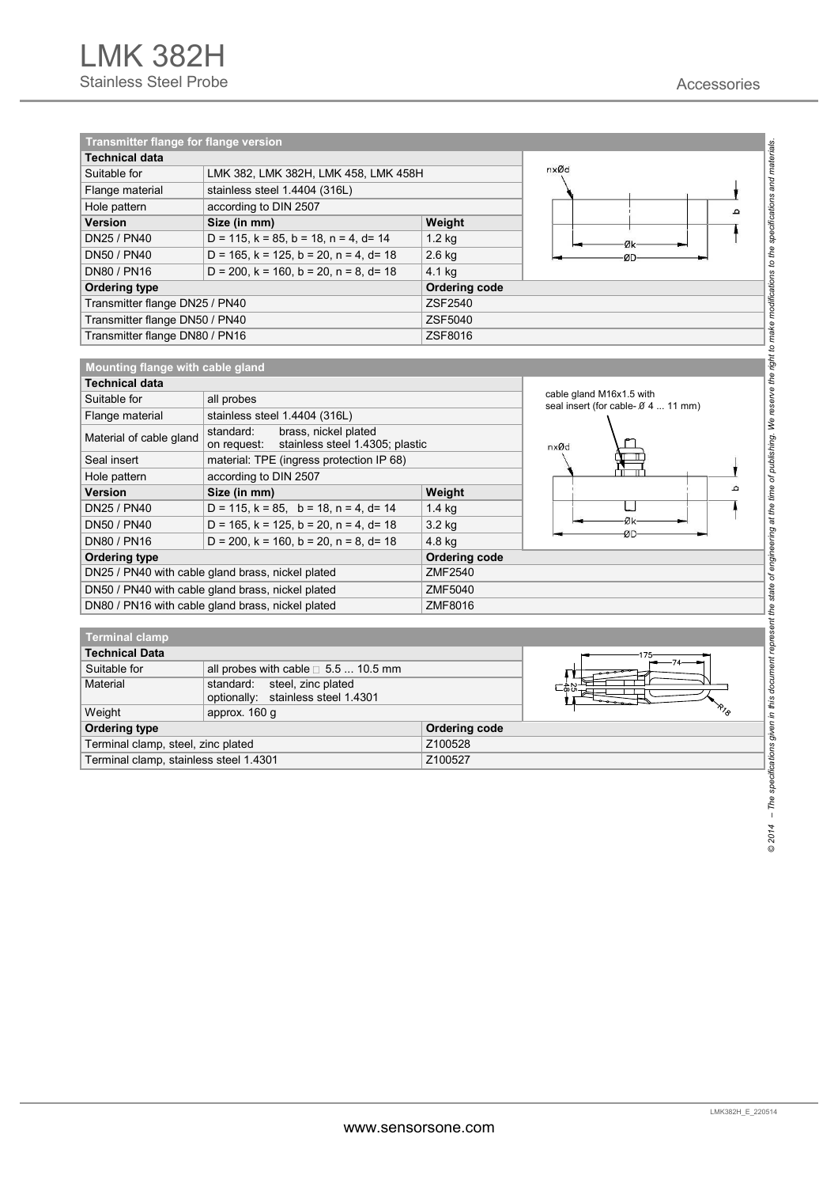# LMK 382H

Stainless Steel Probe

Accessories

| Transmitter flange for flange version | | |
|---|---|---|
| **Technical data** | | |
| Suitable for | LMK 382, LMK 382H, LMK 458, LMK 458H | |
| Flange material | stainless steel 1.4404 (316L) | |
| Hole pattern | according to DIN 2507 | |
| **Version** | **Size (in mm)** | **Weight** |
| DN25 / PN40 | D = 115, k = 85, b = 18, n = 4, d= 14 | 1.2 kg |
| DN50 / PN40 | D = 165, k = 125, b = 20, n = 4, d= 18 | 2.6 kg |
| DN80 / PN16 | D = 200, k = 160, b = 20, n = 8, d= 18 | 4.1 kg |
| **Ordering type** | | **Ordering code** |
| Transmitter flange DN25 / PN40 | | ZSF2540 |
| Transmitter flange DN50 / PN40 | | ZSF5040 |
| Transmitter flange DN80 / PN16 | | ZSF8016 |

| Mounting flange with cable gland | | |
|---|---|---|
| **Technical data** | | |
| Suitable for | all probes | |
| Flange material | stainless steel 1.4404 (316L) | |
| Material of cable gland | standard: brass, nickel plated<br>on request: stainless steel 1.4305; plastic | |
| Seal insert | material: TPE (ingress protection IP 68) | |
| Hole pattern | according to DIN 2507 | |
| **Version** | **Size (in mm)** | **Weight** |
| DN25 / PN40 | D = 115, k = 85, b = 18, n = 4, d= 14 | 1.4 kg |
| DN50 / PN40 | D = 165, k = 125, b = 20, n = 4, d= 18 | 3.2 kg |
| DN80 / PN16 | D = 200, k = 160, b = 20, n = 8, d= 18 | 4.8 kg |
| **Ordering type** | | **Ordering code** |
| DN25 / PN40 with cable gland brass, nickel plated | | ZMF2540 |
| DN50 / PN40 with cable gland brass, nickel plated | | ZMF5040 |
| DN80 / PN16 with cable gland brass, nickel plated | | ZMF8016 |

cable gland M16x1.5 with seal insert (for cable- Ø 4 ... 11 mm)

| Terminal clamp | | |
|---|---|---|
| **Technical Data** | | |
| Suitable for | all probes with cable Ø 5.5 ... 10.5 mm | |
| Material | standard: steel, zinc plated<br>optionally: stainless steel 1.4301 | |
| Weight | approx. 160 g | |
| **Ordering type** | | **Ordering code** |
| Terminal clamp, steel, zinc plated | | Z100528 |
| Terminal clamp, stainless steel 1.4301 | | Z100527 |

*© 2014 – The specifications given in this document represent the state of engineering at the time of publishing. We reserve the right to make modifications to the specifications and materials.*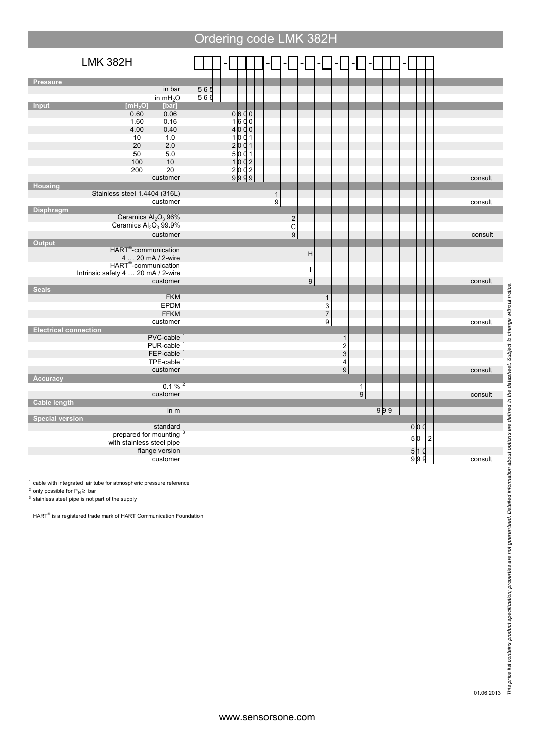# Ordering code LMK 382H

**LMK 382H** □□□ - □□□□ - □ - □ - □ - □ - □ - □ - □□□ - □□□

| Category | Option | Code | Note |
|---|---|---|---|
| **Pressure** | | | |
| | in bar | 565 | |
| | in $mH_2O$ | 566 | |
| **Input** [$mH_2O$] / [bar] | | | |
| | 0.60 / 0.06 | 0600 | |
| | 1.60 / 0.16 | 1600 | |
| | 4.00 / 0.40 | 4000 | |
| | 10 / 1.0 | 1001 | |
| | 20 / 2.0 | 2001 | |
| | 50 / 5.0 | 5001 | |
| | 100 / 10 | 1002 | |
| | 200 / 20 | 2002 | |
| | customer | 9999 | consult |
| **Housing** | | | |
| | Stainless steel 1.4404 (316L) | 1 | |
| | customer | 9 | consult |
| **Diaphragm** | | | |
| | Ceramics $Al_2O_3$ 96% | 2 | |
| | Ceramics $Al_2O_3$ 99.9% | C | |
| | customer | 9 | consult |
| **Output** | | | |
| | HART®-communication 4 … 20 mA / 2-wire | H | |
| | HART®-communication Intrinsic safety 4 … 20 mA / 2-wire | I | |
| | customer | 9 | consult |
| **Seals** | | | |
| | FKM | 1 | |
| | EPDM | 3 | |
| | FFKM | 7 | |
| | customer | 9 | consult |
| **Electrical connection** | | | |
| | PVC-cable [1] | 1 | |
| | PUR-cable [1] | 2 | |
| | FEP-cable [1] | 3 | |
| | TPE-cable [1] | 4 | |
| | customer | 9 | consult |
| **Accuracy** | | | |
| | 0.1 % [2] | 1 | |
| | customer | 9 | consult |
| **Cable length** | | | |
| | in m | 999 | |
| **Special version** | | | |
| | standard | 000 | |
| | prepared for mounting with stainless steel pipe [3] | 502 | |
| | flange version | 510 | |
| | customer | 999 | consult |

[1] cable with integrated air tube for atmospheric pressure reference

[2] only possible for $P_N \geq$ bar

[3] stainless steel pipe is not part of the supply

HART® is a registered trade mark of HART Communication Foundation

01.06.2013

*This price list contains product specification; properties are not guaranteed. Detailed information about options are defined in the datasheet. Subject to change without notice.*

www.sensorsone.com